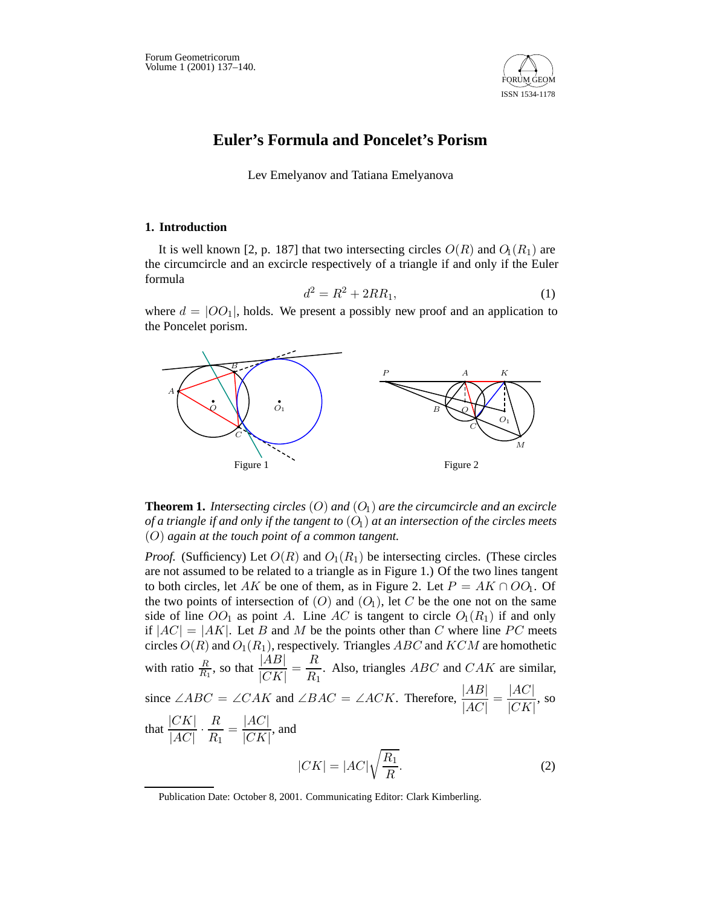# Euler's Formula and Poncelet's Porism

Lev Emelyanov and Tatiana Emelyanova

## 1. Introduction

It is well known [2, p. 187] that two intersecting circles $O(R)$ and $O_1(R_1)$ are the circumcircle and an excircle respectively of a triangle if and only if the Euler formula

$$d^2 = R^2 + 2RR_1, \tag{1}$$

where $d = |OO_1|$, holds. We present a possibly new proof and an application to the Poncelet porism.

Figure 1

Figure 2

**Theorem 1.** *Intersecting circles $(O)$ and $(O_1)$ are the circumcircle and an excircle of a triangle if and only if the tangent to $(O_1)$ at an intersection of the circles meets $(O)$ again at the touch point of a common tangent.*

*Proof.* (Sufficiency) Let $O(R)$ and $O_1(R_1)$ be intersecting circles. (These circles are not assumed to be related to a triangle as in Figure 1.) Of the two lines tangent to both circles, let $AK$ be one of them, as in Figure 2. Let $P = AK \cap OO_1$. Of the two points of intersection of $(O)$ and $(O_1)$, let $C$ be the one not on the same side of line $OO_1$ as point $A$. Line $AC$ is tangent to circle $O_1(R_1)$ if and only if $|AC| = |AK|$. Let $B$ and $M$ be the points other than $C$ where line $PC$ meets circles $O(R)$ and $O_1(R_1)$, respectively. Triangles $ABC$ and $KCM$ are homothetic with ratio $\frac{R}{R_1}$, so that $\dfrac{|AB|}{|CK|} = \dfrac{R}{R_1}$. Also, triangles $ABC$ and $CAK$ are similar, since $\angle ABC = \angle CAK$ and $\angle BAC = \angle ACK$. Therefore, $\dfrac{|AB|}{|AC|} = \dfrac{|AC|}{|CK|}$, so that $\dfrac{|CK|}{|AC|} \cdot \dfrac{R}{R_1} = \dfrac{|AC|}{|CK|}$, and

$$|CK| = |AC|\sqrt{\frac{R_1}{R}}. \tag{2}$$

Publication Date: October 8, 2001. Communicating Editor: Clark Kimberling.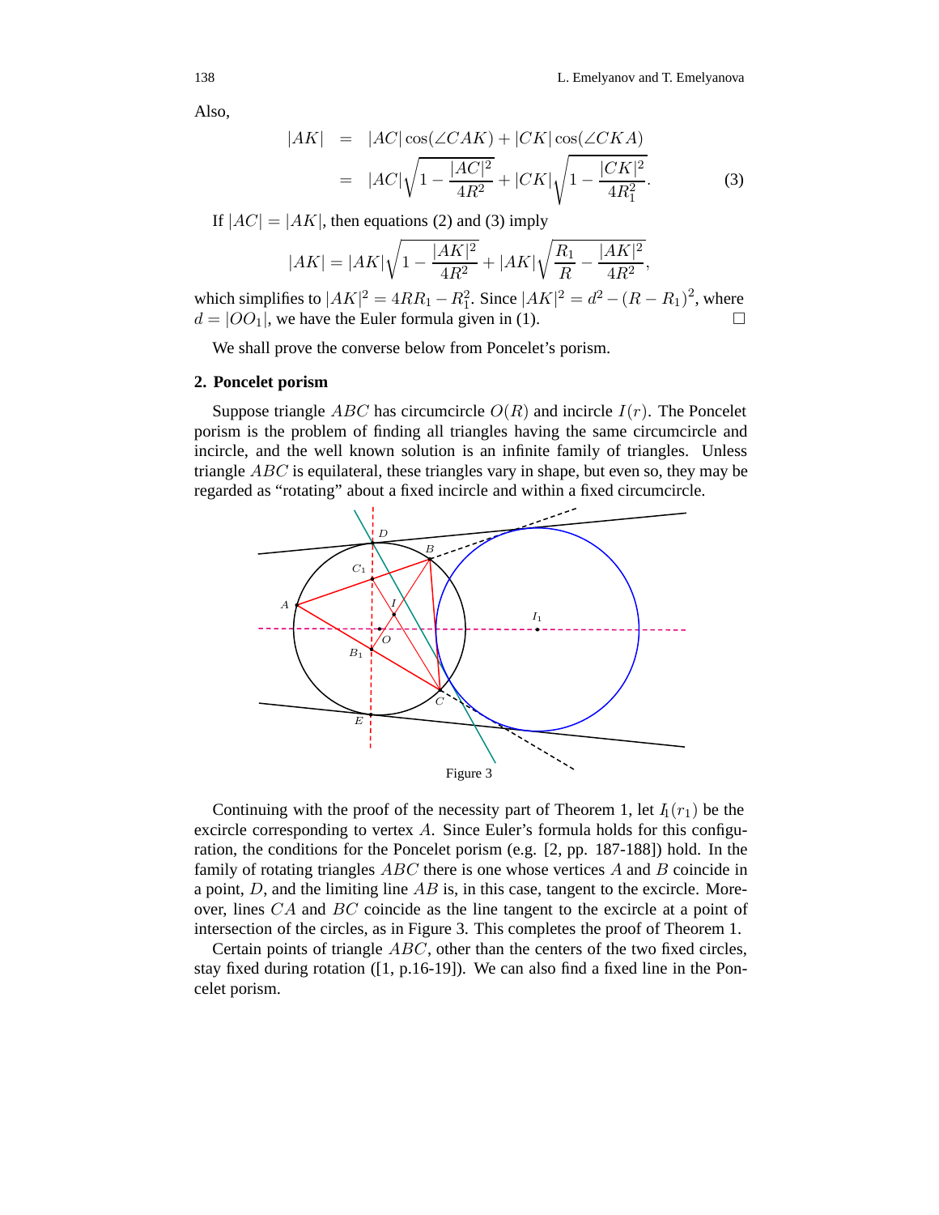Also,

$$
\begin{aligned}
|AK| &= |AC|\cos(\angle CAK) + |CK|\cos(\angle CKA) \\
&= |AC|\sqrt{1 - \frac{|AC|^2}{4R^2}} + |CK|\sqrt{1 - \frac{|CK|^2}{4R_1^2}}.
\end{aligned} \tag{3}
$$

If $|AC| = |AK|$, then equations (2) and (3) imply

$$
|AK| = |AK|\sqrt{1 - \frac{|AK|^2}{4R^2}} + |AK|\sqrt{\frac{R_1}{R} - \frac{|AK|^2}{4R^2}},
$$

which simplifies to $|AK|^2 = 4RR_1 - R_1^2$. Since $|AK|^2 = d^2 - (R - R_1)^2$, where $d = |OO_1|$, we have the Euler formula given in (1). □

We shall prove the converse below from Poncelet's porism.

## 2. Poncelet porism

Suppose triangle $ABC$ has circumcircle $O(R)$ and incircle $I(r)$. The Poncelet porism is the problem of finding all triangles having the same circumcircle and incircle, and the well known solution is an infinite family of triangles. Unless triangle $ABC$ is equilateral, these triangles vary in shape, but even so, they may be regarded as "rotating" about a fixed incircle and within a fixed circumcircle.

Figure 3

Continuing with the proof of the necessity part of Theorem 1, let $I_1(r_1)$ be the excircle corresponding to vertex $A$. Since Euler's formula holds for this configuration, the conditions for the Poncelet porism (e.g. [2, pp. 187-188]) hold. In the family of rotating triangles $ABC$ there is one whose vertices $A$ and $B$ coincide in a point, $D$, and the limiting line $AB$ is, in this case, tangent to the excircle. Moreover, lines $CA$ and $BC$ coincide as the line tangent to the excircle at a point of intersection of the circles, as in Figure 3. This completes the proof of Theorem 1.

Certain points of triangle $ABC$, other than the centers of the two fixed circles, stay fixed during rotation ([1, p.16-19]). We can also find a fixed line in the Poncelet porism.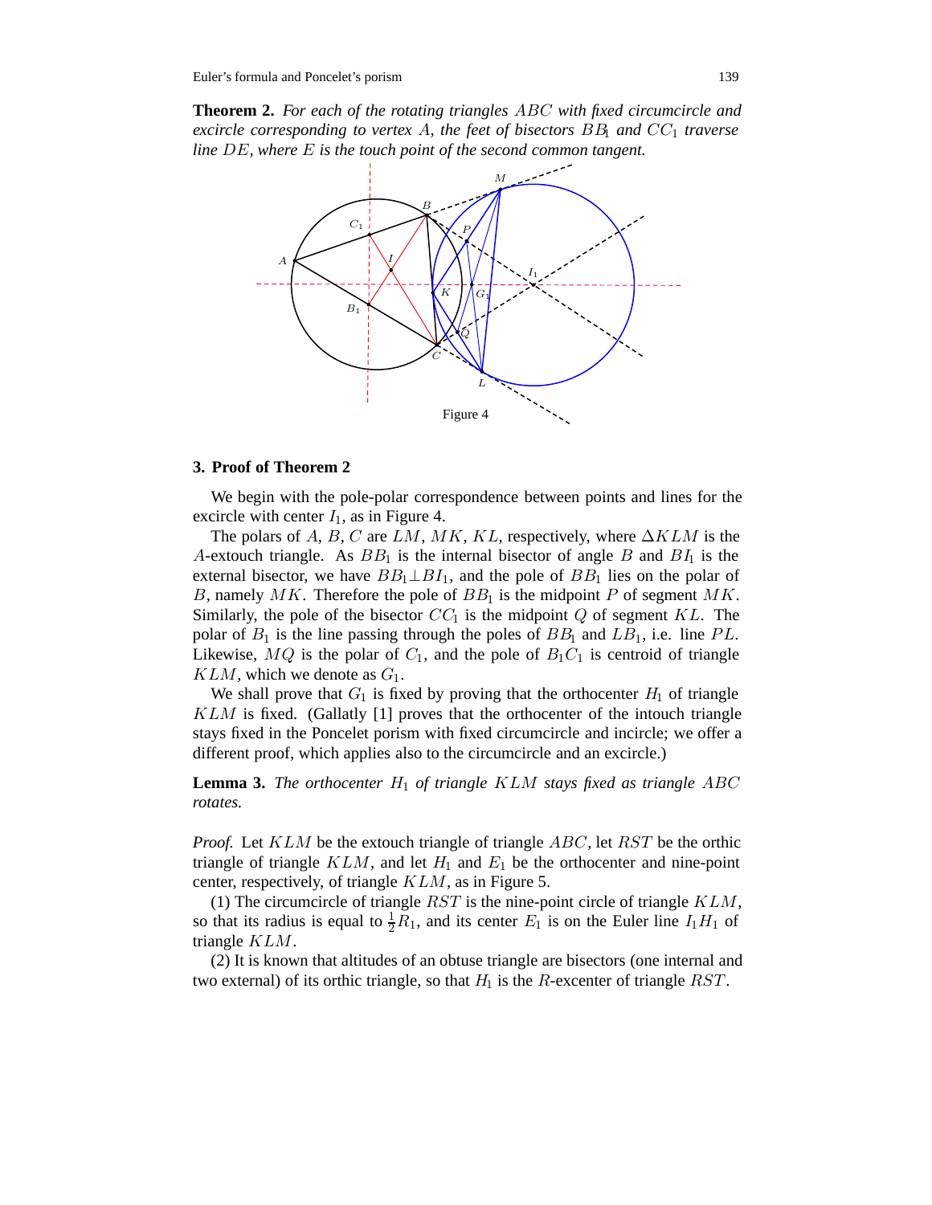**Theorem 2.** *For each of the rotating triangles $ABC$ with fixed circumcircle and excircle corresponding to vertex $A$, the feet of bisectors $BB_1$ and $CC_1$ traverse line $DE$, where $E$ is the touch point of the second common tangent.*

Figure 4

## 3. Proof of Theorem 2

We begin with the pole-polar correspondence between points and lines for the excircle with center $I_1$, as in Figure 4.

The polars of $A$, $B$, $C$ are $LM$, $MK$, $KL$, respectively, where $\Delta KLM$ is the $A$-extouch triangle. As $BB_1$ is the internal bisector of angle $B$ and $BI_1$ is the external bisector, we have $BB_1 \perp BI_1$, and the pole of $BB_1$ lies on the polar of $B$, namely $MK$. Therefore the pole of $BB_1$ is the midpoint $P$ of segment $MK$. Similarly, the pole of the bisector $CC_1$ is the midpoint $Q$ of segment $KL$. The polar of $B_1$ is the line passing through the poles of $BB_1$ and $LB_1$, i.e. line $PL$. Likewise, $MQ$ is the polar of $C_1$, and the pole of $B_1C_1$ is centroid of triangle $KLM$, which we denote as $G_1$.

We shall prove that $G_1$ is fixed by proving that the orthocenter $H_1$ of triangle $KLM$ is fixed. (Gallatly [1] proves that the orthocenter of the intouch triangle stays fixed in the Poncelet porism with fixed circumcircle and incircle; we offer a different proof, which applies also to the circumcircle and an excircle.)

**Lemma 3.** *The orthocenter $H_1$ of triangle $KLM$ stays fixed as triangle $ABC$ rotates.*

*Proof.* Let $KLM$ be the extouch triangle of triangle $ABC$, let $RST$ be the orthic triangle of triangle $KLM$, and let $H_1$ and $E_1$ be the orthocenter and nine-point center, respectively, of triangle $KLM$, as in Figure 5.

(1) The circumcircle of triangle $RST$ is the nine-point circle of triangle $KLM$, so that its radius is equal to $\frac{1}{2}R_1$, and its center $E_1$ is on the Euler line $I_1H_1$ of triangle $KLM$.

(2) It is known that altitudes of an obtuse triangle are bisectors (one internal and two external) of its orthic triangle, so that $H_1$ is the $R$-excenter of triangle $RST$.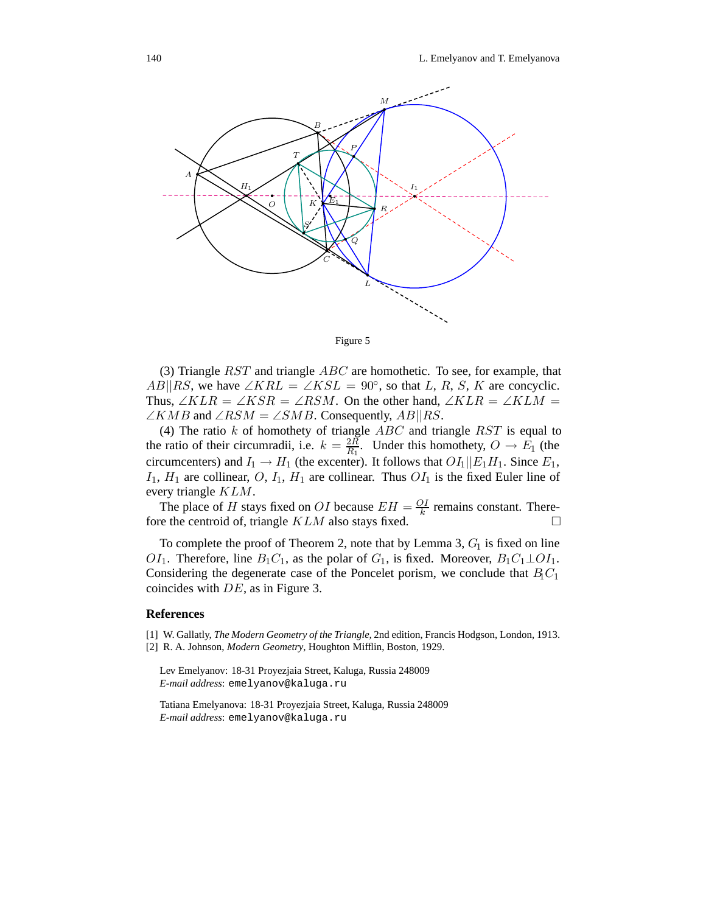Figure 5

(3) Triangle $RST$ and triangle $ABC$ are homothetic. To see, for example, that $AB||RS$, we have $\angle KRL = \angle KSL = 90°$, so that $L$, $R$, $S$, $K$ are concyclic. Thus, $\angle KLR = \angle KSR = \angle RSM$. On the other hand, $\angle KLR = \angle KLM = \angle KMB$ and $\angle RSM = \angle SMB$. Consequently, $AB||RS$.

(4) The ratio $k$ of homothety of triangle $ABC$ and triangle $RST$ is equal to the ratio of their circumradii, i.e. $k = \frac{2R}{R_1}$. Under this homothety, $O \to E_1$ (the circumcenters) and $I_1 \to H_1$ (the excenter). It follows that $OI_1||E_1H_1$. Since $E_1$, $I_1$, $H_1$ are collinear, $O$, $I_1$, $H_1$ are collinear. Thus $OI_1$ is the fixed Euler line of every triangle $KLM$.

The place of $H$ stays fixed on $OI$ because $EH = \frac{OI}{k}$ remains constant. Therefore the centroid of, triangle $KLM$ also stays fixed. □

To complete the proof of Theorem 2, note that by Lemma 3, $G_1$ is fixed on line $OI_1$. Therefore, line $B_1C_1$, as the polar of $G_1$, is fixed. Moreover, $B_1C_1 \perp OI_1$. Considering the degenerate case of the Poncelet porism, we conclude that $B_1C_1$ coincides with $DE$, as in Figure 3.

## References

[1] W. Gallatly, *The Modern Geometry of the Triangle*, 2nd edition, Francis Hodgson, London, 1913.
[2] R. A. Johnson, *Modern Geometry*, Houghton Mifflin, Boston, 1929.

Lev Emelyanov: 18-31 Proyezjaia Street, Kaluga, Russia 248009
*E-mail address*: emelyanov@kaluga.ru

Tatiana Emelyanova: 18-31 Proyezjaia Street, Kaluga, Russia 248009
*E-mail address*: emelyanov@kaluga.ru